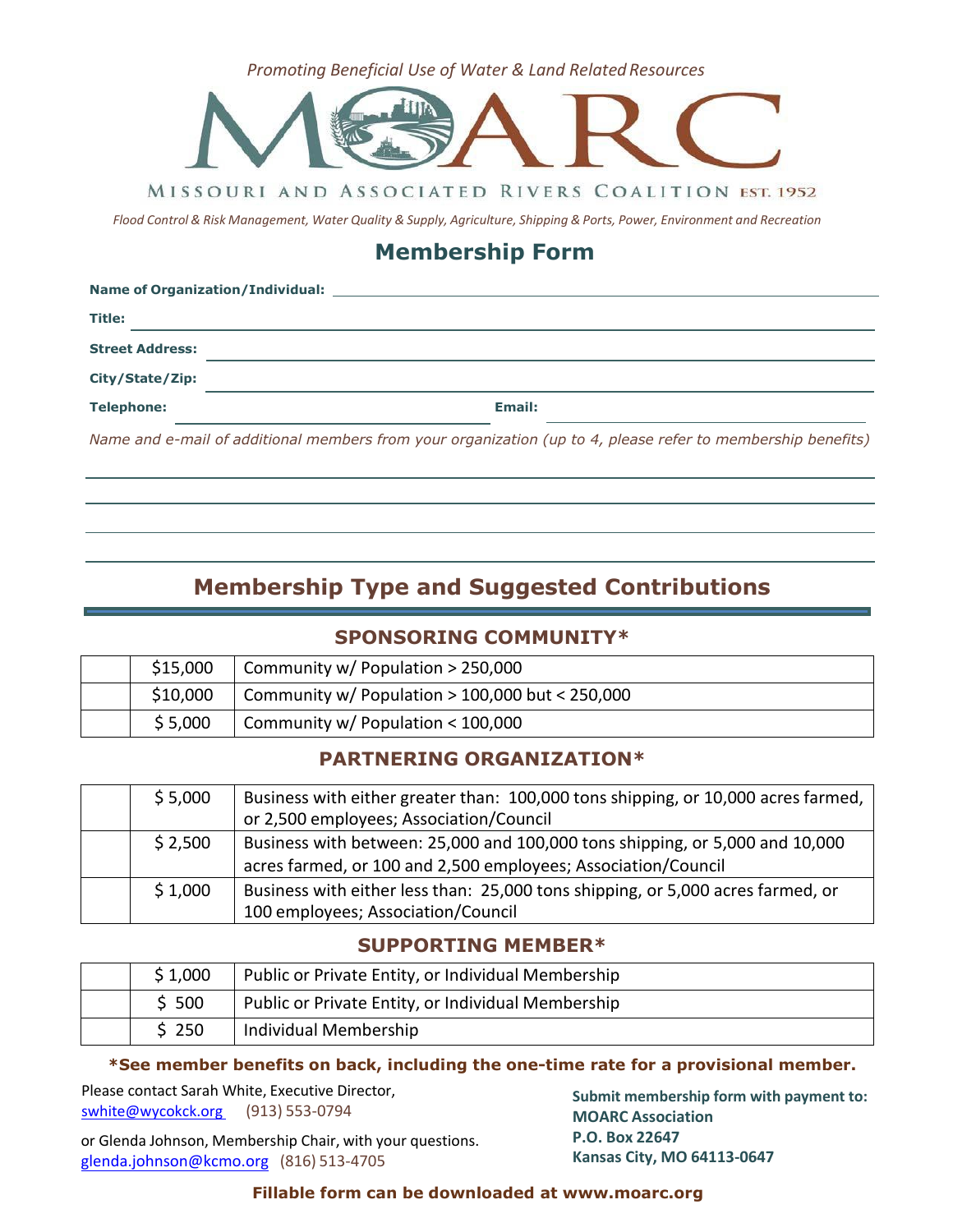*Promoting Beneficial Use of Water & Land Related Resources*

# MOARC

MISSOURI AND ASSOCIATED RIVERS COALITION EST. 1952

*Flood Control & Risk Management, Water Quality & Supply, Agriculture, Shipping & Ports, Power, Environment and Recreation*

## Membership Form

**Name of Organization/Individual:** \_\_\_\_\_\_\_\_\_\_\_\_\_\_\_\_\_\_\_\_\_\_\_\_\_\_\_\_\_\_\_\_

**Title:** \_\_\_\_\_\_\_\_\_\_\_\_\_\_\_\_\_\_\_\_\_\_\_\_\_\_\_\_\_\_\_\_

**Street Address:** \_\_\_\_\_\_\_\_\_\_\_\_\_\_\_\_\_\_\_\_\_\_\_\_\_\_\_\_\_\_\_\_

**City/State/Zip:** \_\_\_\_\_\_\_\_\_\_\_\_\_\_\_\_\_\_\_\_\_\_\_\_\_\_\_\_\_\_\_\_

**Telephone:** \_\_\_\_\_\_\_\_\_\_\_\_\_\_\_\_ **Email:** \_\_\_\_\_\_\_\_\_\_\_\_\_\_\_\_

*Name and e-mail of additional members from your organization (up to 4, please refer to membership benefits)*

\_\_\_\_\_\_\_\_\_\_\_\_\_\_\_\_\_\_\_\_\_\_\_\_\_\_\_\_\_\_\_\_

\_\_\_\_\_\_\_\_\_\_\_\_\_\_\_\_\_\_\_\_\_\_\_\_\_\_\_\_\_\_\_\_

\_\_\_\_\_\_\_\_\_\_\_\_\_\_\_\_\_\_\_\_\_\_\_\_\_\_\_\_\_\_\_\_

\_\_\_\_\_\_\_\_\_\_\_\_\_\_\_\_\_\_\_\_\_\_\_\_\_\_\_\_\_\_\_\_

## Membership Type and Suggested Contributions

### SPONSORING COMMUNITY*

| | | |
|---|---|---|
| | $15,000 | Community w/ Population > 250,000 |
| | $10,000 | Community w/ Population > 100,000 but < 250,000 |
| | $ 5,000 | Community w/ Population < 100,000 |

### PARTNERING ORGANIZATION*

| | | |
|---|---|---|
| | $ 5,000 | Business with either greater than: 100,000 tons shipping, or 10,000 acres farmed, or 2,500 employees; Association/Council |
| | $ 2,500 | Business with between: 25,000 and 100,000 tons shipping, or 5,000 and 10,000 acres farmed, or 100 and 2,500 employees; Association/Council |
| | $ 1,000 | Business with either less than: 25,000 tons shipping, or 5,000 acres farmed, or 100 employees; Association/Council |

### SUPPORTING MEMBER*

| | | |
|---|---|---|
| | $ 1,000 | Public or Private Entity, or Individual Membership |
| | $ 500 | Public or Private Entity, or Individual Membership |
| | $ 250 | Individual Membership |

**\*See member benefits on back, including the one-time rate for a provisional member.**

Please contact Sarah White, Executive Director, swhite@wycokck.org (913) 553-0794

or Glenda Johnson, Membership Chair, with your questions. glenda.johnson@kcmo.org (816) 513-4705

**Submit membership form with payment to:**
**MOARC Association**
**P.O. Box 22647**
**Kansas City, MO 64113-0647**

**Fillable form can be downloaded at www.moarc.org**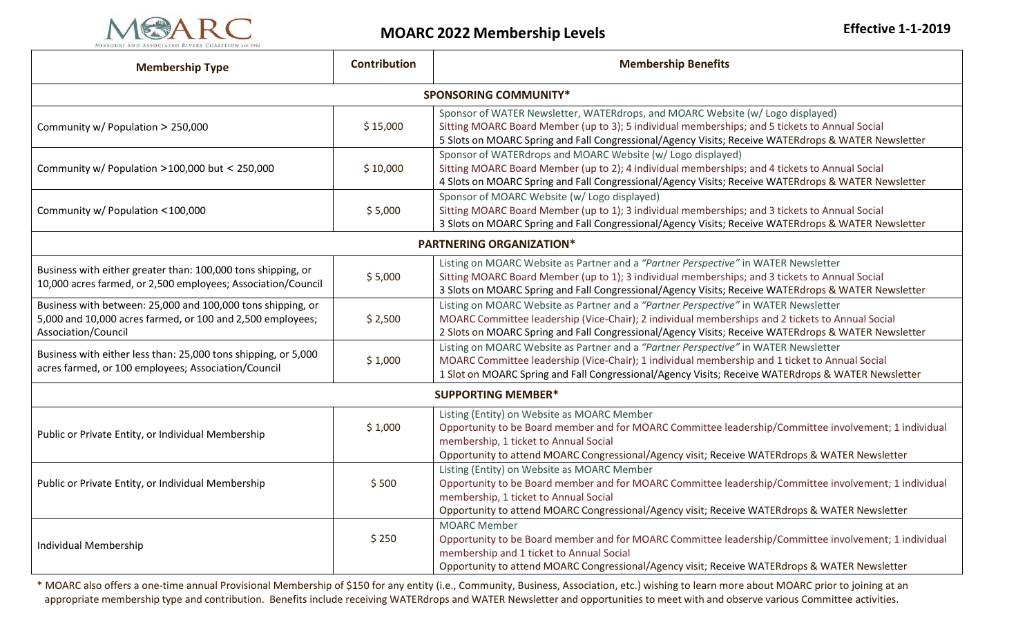MOARC
MISSOURI AND ASSOCIATED RIVERS COALITION EST. 1952

# MOARC 2022 Membership Levels

**Effective 1-1-2019**

| Membership Type | Contribution | Membership Benefits |
|---|---|---|
| **SPONSORING COMMUNITY*** | | |
| Community w/ Population > 250,000 | $ 15,000 | Sponsor of WATER Newsletter, WATERdrops, and MOARC Website (w/ Logo displayed)<br>Sitting MOARC Board Member (up to 3); 5 individual memberships; and 5 tickets to Annual Social<br>5 Slots on MOARC Spring and Fall Congressional/Agency Visits; Receive WATERdrops & WATER Newsletter |
| Community w/ Population >100,000 but < 250,000 | $ 10,000 | Sponsor of WATERdrops and MOARC Website (w/ Logo displayed)<br>Sitting MOARC Board Member (up to 2); 4 individual memberships; and 4 tickets to Annual Social<br>4 Slots on MOARC Spring and Fall Congressional/Agency Visits; Receive WATERdrops & WATER Newsletter |
| Community w/ Population <100,000 | $ 5,000 | Sponsor of MOARC Website (w/ Logo displayed)<br>Sitting MOARC Board Member (up to 1); 3 individual memberships; and 3 tickets to Annual Social<br>3 Slots on MOARC Spring and Fall Congressional/Agency Visits; Receive WATERdrops & WATER Newsletter |
| **PARTNERING ORGANIZATION*** | | |
| Business with either greater than: 100,000 tons shipping, or 10,000 acres farmed, or 2,500 employees; Association/Council | $ 5,000 | Listing on MOARC Website as Partner and a *"Partner Perspective"* in WATER Newsletter<br>Sitting MOARC Board Member (up to 1); 3 individual memberships; and 3 tickets to Annual Social<br>3 Slots on MOARC Spring and Fall Congressional/Agency Visits; Receive WATERdrops & WATER Newsletter |
| Business with between: 25,000 and 100,000 tons shipping, or 5,000 and 10,000 acres farmed, or 100 and 2,500 employees; Association/Council | $ 2,500 | Listing on MOARC Website as Partner and a *"Partner Perspective"* in WATER Newsletter<br>MOARC Committee leadership (Vice-Chair); 2 individual memberships and 2 tickets to Annual Social<br>2 Slots on MOARC Spring and Fall Congressional/Agency Visits; Receive WATERdrops & WATER Newsletter |
| Business with either less than: 25,000 tons shipping, or 5,000 acres farmed, or 100 employees; Association/Council | $ 1,000 | Listing on MOARC Website as Partner and a *"Partner Perspective"* in WATER Newsletter<br>MOARC Committee leadership (Vice-Chair); 1 individual membership and 1 ticket to Annual Social<br>1 Slot on MOARC Spring and Fall Congressional/Agency Visits; Receive WATERdrops & WATER Newsletter |
| **SUPPORTING MEMBER*** | | |
| Public or Private Entity, or Individual Membership | $ 1,000 | Listing (Entity) on Website as MOARC Member<br>Opportunity to be Board member and for MOARC Committee leadership/Committee involvement; 1 individual membership, 1 ticket to Annual Social<br>Opportunity to attend MOARC Congressional/Agency visit; Receive WATERdrops & WATER Newsletter |
| Public or Private Entity, or Individual Membership | $ 500 | Listing (Entity) on Website as MOARC Member<br>Opportunity to be Board member and for MOARC Committee leadership/Committee involvement; 1 individual membership, 1 ticket to Annual Social<br>Opportunity to attend MOARC Congressional/Agency visit; Receive WATERdrops & WATER Newsletter |
| Individual Membership | $ 250 | MOARC Member<br>Opportunity to be Board member and for MOARC Committee leadership/Committee involvement; 1 individual membership and 1 ticket to Annual Social<br>Opportunity to attend MOARC Congressional/Agency visit; Receive WATERdrops & WATER Newsletter |

* MOARC also offers a one-time annual Provisional Membership of $150 for any entity (i.e., Community, Business, Association, etc.) wishing to learn more about MOARC prior to joining at an appropriate membership type and contribution. Benefits include receiving WATERdrops and WATER Newsletter and opportunities to meet with and observe various Committee activities.